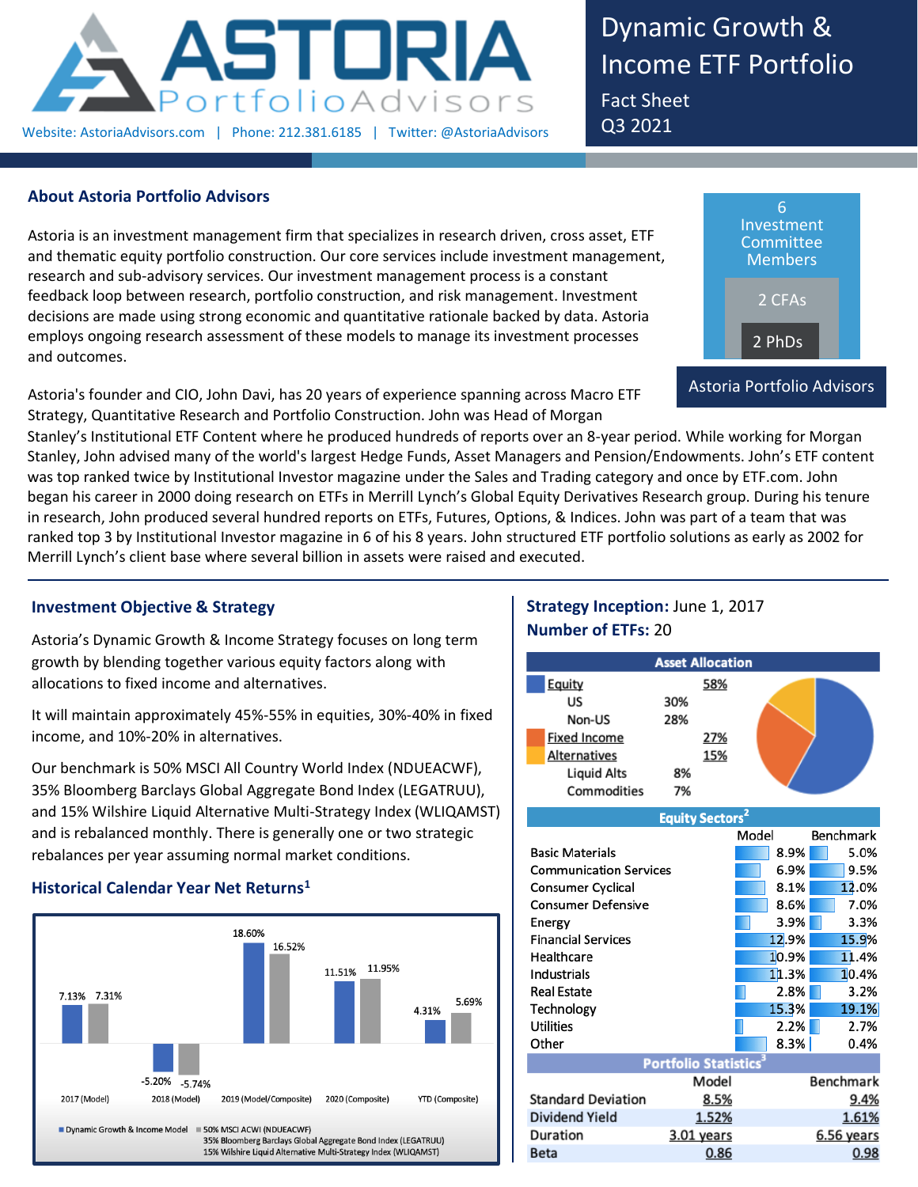# ASTORIA PortfolioAdvisors

Website: AstoriaAdvisors.com | Phone: 212.381.6185 | Twitter: @AstoriaAdvisors

# Dynamic Growth & Income ETF Portfolio

Fact Sheet
Q3 2021

## About Astoria Portfolio Advisors

Astoria is an investment management firm that specializes in research driven, cross asset, ETF and thematic equity portfolio construction. Our core services include investment management, research and sub-advisory services. Our investment management process is a constant feedback loop between research, portfolio construction, and risk management. Investment decisions are made using strong economic and quantitative rationale backed by data. Astoria employs ongoing research assessment of these models to manage its investment processes and outcomes.

6 Investment Committee Members
2 CFAs
2 PhDs
Astoria Portfolio Advisors

Astoria's founder and CIO, John Davi, has 20 years of experience spanning across Macro ETF Strategy, Quantitative Research and Portfolio Construction. John was Head of Morgan Stanley's Institutional ETF Content where he produced hundreds of reports over an 8-year period. While working for Morgan Stanley, John advised many of the world's largest Hedge Funds, Asset Managers and Pension/Endowments. John's ETF content was top ranked twice by Institutional Investor magazine under the Sales and Trading category and once by ETF.com. John began his career in 2000 doing research on ETFs in Merrill Lynch's Global Equity Derivatives Research group. During his tenure in research, John produced several hundred reports on ETFs, Futures, Options, & Indices. John was part of a team that was ranked top 3 by Institutional Investor magazine in 6 of his 8 years. John structured ETF portfolio solutions as early as 2002 for Merrill Lynch's client base where several billion in assets were raised and executed.

## Investment Objective & Strategy

Astoria's Dynamic Growth & Income Strategy focuses on long term growth by blending together various equity factors along with allocations to fixed income and alternatives.

It will maintain approximately 45%-55% in equities, 30%-40% in fixed income, and 10%-20% in alternatives.

Our benchmark is 50% MSCI All Country World Index (NDUEACWF), 35% Bloomberg Barclays Global Aggregate Bond Index (LEGATRUU), and 15% Wilshire Liquid Alternative Multi-Strategy Index (WLIQAMST) and is rebalanced monthly. There is generally one or two strategic rebalances per year assuming normal market conditions.

## Historical Calendar Year Net Returns[1]

| Period | Dynamic Growth & Income Model | 50% MSCI ACWI (NDUEACWF) 35% Bloomberg Barclays Global Aggregate Bond Index (LEGATRUU) 15% Wilshire Liquid Alternative Multi-Strategy Index (WLIQAMST) |
|---|---|---|
| 2017 (Model) | 7.13% | 7.31% |
| 2018 (Model) | -5.20% | -5.74% |
| 2019 (Model/Composite) | 18.60% | 16.52% |
| 2020 (Composite) | 11.51% | 11.95% |
| YTD (Composite) | 4.31% | 5.69% |

**Strategy Inception:** June 1, 2017
**Number of ETFs:** 20

### Asset Allocation

| Asset Class | | Total |
|---|---|---|
| Equity | | 58% |
| US | 30% | |
| Non-US | 28% | |
| Fixed Income | | 27% |
| Alternatives | | 15% |
| Liquid Alts | 8% | |
| Commodities | 7% | |

### Equity Sectors[2]

| Sector | Model | Benchmark |
|---|---|---|
| Basic Materials | 8.9% | 5.0% |
| Communication Services | 6.9% | 9.5% |
| Consumer Cyclical | 8.1% | 12.0% |
| Consumer Defensive | 8.6% | 7.0% |
| Energy | 3.9% | 3.3% |
| Financial Services | 12.9% | 15.9% |
| Healthcare | 10.9% | 11.4% |
| Industrials | 11.3% | 10.4% |
| Real Estate | 2.8% | 3.2% |
| Technology | 15.3% | 19.1% |
| Utilities | 2.2% | 2.7% |
| Other | 8.3% | 0.4% |

### Portfolio Statistics[3]

| | Model | Benchmark |
|---|---|---|
| Standard Deviation | 8.5% | 9.4% |
| Dividend Yield | 1.52% | 1.61% |
| Duration | 3.01 years | 6.56 years |
| Beta | 0.86 | 0.98 |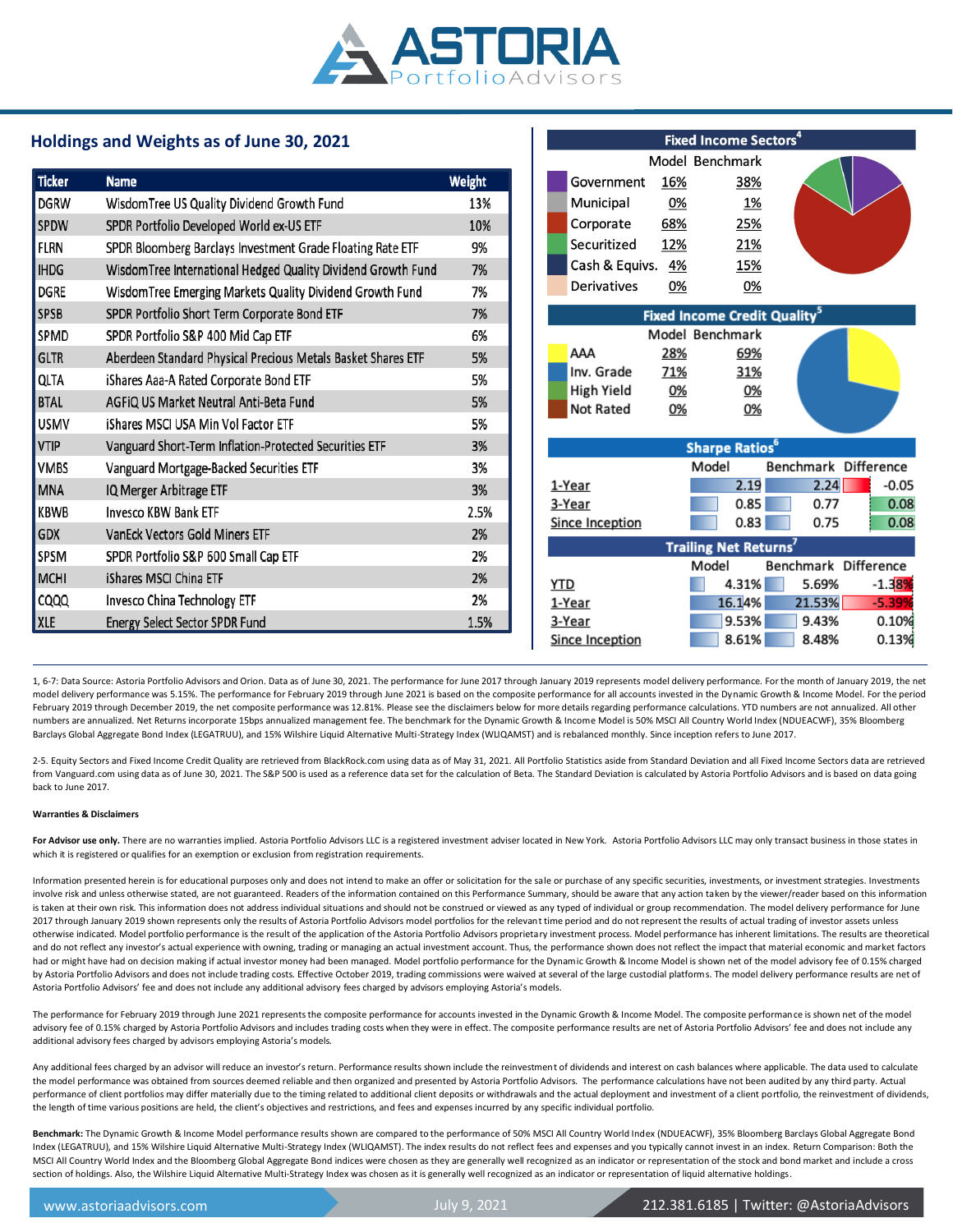## Holdings and Weights as of June 30, 2021

| Ticker | Name | Weight |
|---|---|---|
| DGRW | WisdomTree US Quality Dividend Growth Fund | 13% |
| SPDW | SPDR Portfolio Developed World ex-US ETF | 10% |
| FLRN | SPDR Bloomberg Barclays Investment Grade Floating Rate ETF | 9% |
| IHDG | WisdomTree International Hedged Quality Dividend Growth Fund | 7% |
| DGRE | WisdomTree Emerging Markets Quality Dividend Growth Fund | 7% |
| SPSB | SPDR Portfolio Short Term Corporate Bond ETF | 7% |
| SPMD | SPDR Portfolio S&P 400 Mid Cap ETF | 6% |
| GLTR | Aberdeen Standard Physical Precious Metals Basket Shares ETF | 5% |
| QLTA | iShares Aaa-A Rated Corporate Bond ETF | 5% |
| BTAL | AGFiQ US Market Neutral Anti-Beta Fund | 5% |
| USMV | iShares MSCI USA Min Vol Factor ETF | 5% |
| VTIP | Vanguard Short-Term Inflation-Protected Securities ETF | 3% |
| VMBS | Vanguard Mortgage-Backed Securities ETF | 3% |
| MNA | IQ Merger Arbitrage ETF | 3% |
| KBWB | Invesco KBW Bank ETF | 2.5% |
| GDX | VanEck Vectors Gold Miners ETF | 2% |
| SPSM | SPDR Portfolio S&P 600 Small Cap ETF | 2% |
| MCHI | iShares MSCI China ETF | 2% |
| CQQQ | Invesco China Technology ETF | 2% |
| XLE | Energy Select Sector SPDR Fund | 1.5% |

### Fixed Income Sectors[4]

| | Model | Benchmark |
|---|---|---|
| Government | 16% | 38% |
| Municipal | 0% | 1% |
| Corporate | 68% | 25% |
| Securitized | 12% | 21% |
| Cash & Equivs. | 4% | 15% |
| Derivatives | 0% | 0% |

### Fixed Income Credit Quality[5]

| | Model | Benchmark |
|---|---|---|
| AAA | 28% | 69% |
| Inv. Grade | 71% | 31% |
| High Yield | 0% | 0% |
| Not Rated | 0% | 0% |

### Sharpe Ratios[6]

| | Model | Benchmark | Difference |
|---|---|---|---|
| 1-Year | 2.19 | 2.24 | -0.05 |
| 3-Year | 0.85 | 0.77 | 0.08 |
| Since Inception | 0.83 | 0.75 | 0.08 |

### Trailing Net Returns[7]

| | Model | Benchmark | Difference |
|---|---|---|---|
| YTD | 4.31% | 5.69% | -1.38% |
| 1-Year | 16.14% | 21.53% | -5.39% |
| 3-Year | 9.53% | 9.43% | 0.10% |
| Since Inception | 8.61% | 8.48% | 0.13% |

1, 6-7: Data Source: Astoria Portfolio Advisors and Orion. Data as of June 30, 2021. The performance for June 2017 through January 2019 represents model delivery performance. For the month of January 2019, the net model delivery performance was 5.15%. The performance for February 2019 through June 2021 is based on the composite performance for all accounts invested in the Dynamic Growth & Income Model. For the period February 2019 through December 2019, the net composite performance was 12.81%. Please see the disclaimers below for more details regarding performance calculations. YTD numbers are not annualized. All other numbers are annualized. Net Returns incorporate 15bps annualized management fee. The benchmark for the Dynamic Growth & Income Model is 50% MSCI All Country World Index (NDUEACWF), 35% Bloomberg Barclays Global Aggregate Bond Index (LEGATRUU), and 15% Wilshire Liquid Alternative Multi-Strategy Index (WLIQAMST) and is rebalanced monthly. Since inception refers to June 2017.

2-5. Equity Sectors and Fixed Income Credit Quality are retrieved from BlackRock.com using data as of May 31, 2021. All Portfolio Statistics aside from Standard Deviation and all Fixed Income Sectors data are retrieved from Vanguard.com using data as of June 30, 2021. The S&P 500 is used as a reference data set for the calculation of Beta. The Standard Deviation is calculated by Astoria Portfolio Advisors and is based on data going back to June 2017.

#### Warranties & Disclaimers

**For Advisor use only.** There are no warranties implied. Astoria Portfolio Advisors LLC is a registered investment adviser located in New York. Astoria Portfolio Advisors LLC may only transact business in those states in which it is registered or qualifies for an exemption or exclusion from registration requirements.

Information presented herein is for educational purposes only and does not intend to make an offer or solicitation for the sale or purchase of any specific securities, investments, or investment strategies. Investments involve risk and unless otherwise stated, are not guaranteed. Readers of the information contained on this Performance Summary, should be aware that any action taken by the viewer/reader based on this information is taken at their own risk. This information does not address individual situations and should not be construed or viewed as any typed of individual or group recommendation. The model delivery performance for June 2017 through January 2019 shown represents only the results of Astoria Portfolio Advisors model portfolios for the relevant time period and do not represent the results of actual trading of investor assets unless otherwise indicated. Model portfolio performance is the result of the application of the Astoria Portfolio Advisors proprietary investment process. Model performance has inherent limitations. The results are theoretical and do not reflect any investor's actual experience with owning, trading or managing an actual investment account. Thus, the performance shown does not reflect the impact that material economic and market factors had or might have had on decision making if actual investor money had been managed. Model portfolio performance for the Dynamic Growth & Income Model is shown net of the model advisory fee of 0.15% charged by Astoria Portfolio Advisors and does not include trading costs. Effective October 2019, trading commissions were waived at several of the large custodial platforms. The model delivery performance results are net of Astoria Portfolio Advisors' fee and does not include any additional advisory fees charged by advisors employing Astoria's models.

The performance for February 2019 through June 2021 represents the composite performance for accounts invested in the Dynamic Growth & Income Model. The composite performance is shown net of the model advisory fee of 0.15% charged by Astoria Portfolio Advisors and includes trading costs when they were in effect. The composite performance results are net of Astoria Portfolio Advisors' fee and does not include any additional advisory fees charged by advisors employing Astoria's models.

Any additional fees charged by an advisor will reduce an investor's return. Performance results shown include the reinvestment of dividends and interest on cash balances where applicable. The data used to calculate the model performance was obtained from sources deemed reliable and then organized and presented by Astoria Portfolio Advisors. The performance calculations have not been audited by any third party. Actual performance of client portfolios may differ materially due to the timing related to additional client deposits or withdrawals and the actual deployment and investment of a client portfolio, the reinvestment of dividends, the length of time various positions are held, the client's objectives and restrictions, and fees and expenses incurred by any specific individual portfolio.

**Benchmark:** The Dynamic Growth & Income Model performance results shown are compared to the performance of 50% MSCI All Country World Index (NDUEACWF), 35% Bloomberg Barclays Global Aggregate Bond Index (LEGATRUU), and 15% Wilshire Liquid Alternative Multi-Strategy Index (WLIQAMST). The index results do not reflect fees and expenses and you typically cannot invest in an index. Return Comparison: Both the MSCI All Country World Index and the Bloomberg Global Aggregate Bond indices were chosen as they are generally well recognized as an indicator or representation of the stock and bond market and include a cross section of holdings. Also, the Wilshire Liquid Alternative Multi-Strategy Index was chosen as it is generally well recognized as an indicator or representation of liquid alternative holdings.

www.astoriaadvisors.com | July 9, 2021 | 212.381.6185 | Twitter: @AstoriaAdvisors